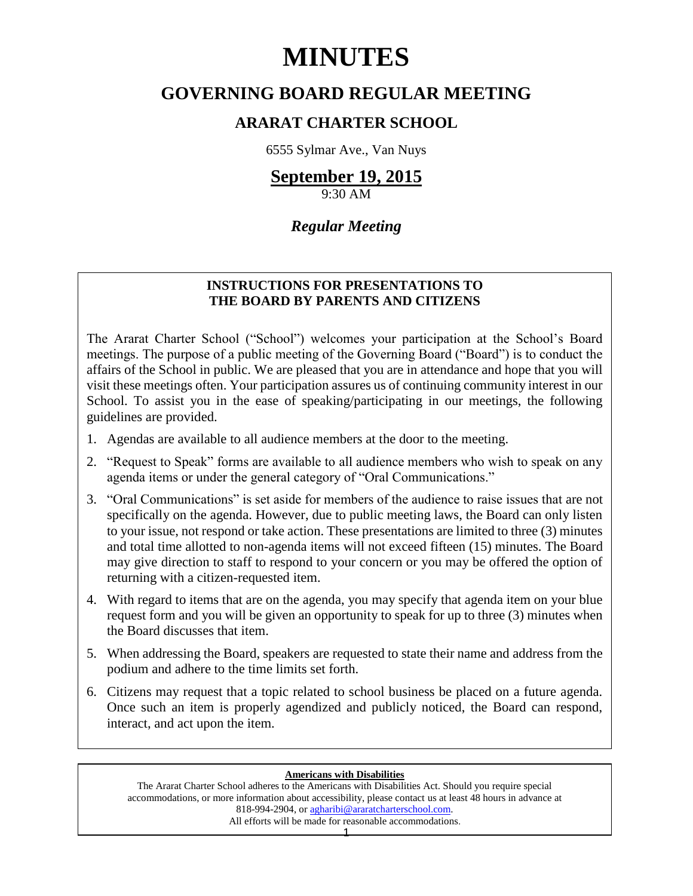# MINUTES

## GOVERNING BOARD REGULAR MEETING

### ARARAT CHARTER SCHOOL

6555 Sylmar Ave., Van Nuys

**September 19, 2015**

9:30 AM

***Regular Meeting***

**INSTRUCTIONS FOR PRESENTATIONS TO THE BOARD BY PARENTS AND CITIZENS**

The Ararat Charter School ("School") welcomes your participation at the School's Board meetings. The purpose of a public meeting of the Governing Board ("Board") is to conduct the affairs of the School in public. We are pleased that you are in attendance and hope that you will visit these meetings often. Your participation assures us of continuing community interest in our School. To assist you in the ease of speaking/participating in our meetings, the following guidelines are provided.

1. Agendas are available to all audience members at the door to the meeting.
2. "Request to Speak" forms are available to all audience members who wish to speak on any agenda items or under the general category of "Oral Communications."
3. "Oral Communications" is set aside for members of the audience to raise issues that are not specifically on the agenda. However, due to public meeting laws, the Board can only listen to your issue, not respond or take action. These presentations are limited to three (3) minutes and total time allotted to non-agenda items will not exceed fifteen (15) minutes. The Board may give direction to staff to respond to your concern or you may be offered the option of returning with a citizen-requested item.
4. With regard to items that are on the agenda, you may specify that agenda item on your blue request form and you will be given an opportunity to speak for up to three (3) minutes when the Board discusses that item.
5. When addressing the Board, speakers are requested to state their name and address from the podium and adhere to the time limits set forth.
6. Citizens may request that a topic related to school business be placed on a future agenda. Once such an item is properly agendized and publicly noticed, the Board can respond, interact, and act upon the item.

**Americans with Disabilities**

The Ararat Charter School adheres to the Americans with Disabilities Act. Should you require special accommodations, or more information about accessibility, please contact us at least 48 hours in advance at 818-994-2904, or agharibi@araratcharterschool.com.
All efforts will be made for reasonable accommodations.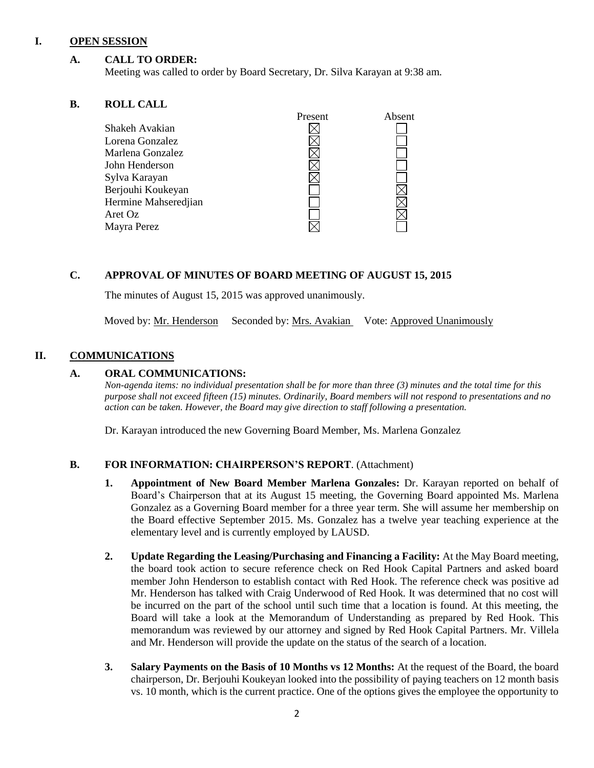## I. OPEN SESSION

### A. CALL TO ORDER:

Meeting was called to order by Board Secretary, Dr. Silva Karayan at 9:38 am.

### B. ROLL CALL

| | Present | Absent |
|---|---|---|
| Shakeh Avakian | ☒ | ☐ |
| Lorena Gonzalez | ☒ | ☐ |
| Marlena Gonzalez | ☒ | ☐ |
| John Henderson | ☒ | ☐ |
| Sylva Karayan | ☒ | ☐ |
| Berjouhi Koukeyan | ☐ | ☒ |
| Hermine Mahseredjian | ☐ | ☒ |
| Aret Oz | ☐ | ☒ |
| Mayra Perez | ☒ | ☐ |

### C. APPROVAL OF MINUTES OF BOARD MEETING OF AUGUST 15, 2015

The minutes of August 15, 2015 was approved unanimously.

Moved by: Mr. Henderson Seconded by: Mrs. Avakian Vote: Approved Unanimously

## II. COMMUNICATIONS

### A. ORAL COMMUNICATIONS:

*Non-agenda items: no individual presentation shall be for more than three (3) minutes and the total time for this purpose shall not exceed fifteen (15) minutes. Ordinarily, Board members will not respond to presentations and no action can be taken. However, the Board may give direction to staff following a presentation.*

Dr. Karayan introduced the new Governing Board Member, Ms. Marlena Gonzalez

### B. FOR INFORMATION: CHAIRPERSON'S REPORT. (Attachment)

1. **Appointment of New Board Member Marlena Gonzales:** Dr. Karayan reported on behalf of Board's Chairperson that at its August 15 meeting, the Governing Board appointed Ms. Marlena Gonzalez as a Governing Board member for a three year term. She will assume her membership on the Board effective September 2015. Ms. Gonzalez has a twelve year teaching experience at the elementary level and is currently employed by LAUSD.

2. **Update Regarding the Leasing/Purchasing and Financing a Facility:** At the May Board meeting, the board took action to secure reference check on Red Hook Capital Partners and asked board member John Henderson to establish contact with Red Hook. The reference check was positive ad Mr. Henderson has talked with Craig Underwood of Red Hook. It was determined that no cost will be incurred on the part of the school until such time that a location is found. At this meeting, the Board will take a look at the Memorandum of Understanding as prepared by Red Hook. This memorandum was reviewed by our attorney and signed by Red Hook Capital Partners. Mr. Villela and Mr. Henderson will provide the update on the status of the search of a location.

3. **Salary Payments on the Basis of 10 Months vs 12 Months:** At the request of the Board, the board chairperson, Dr. Berjouhi Koukeyan looked into the possibility of paying teachers on 12 month basis vs. 10 month, which is the current practice. One of the options gives the employee the opportunity to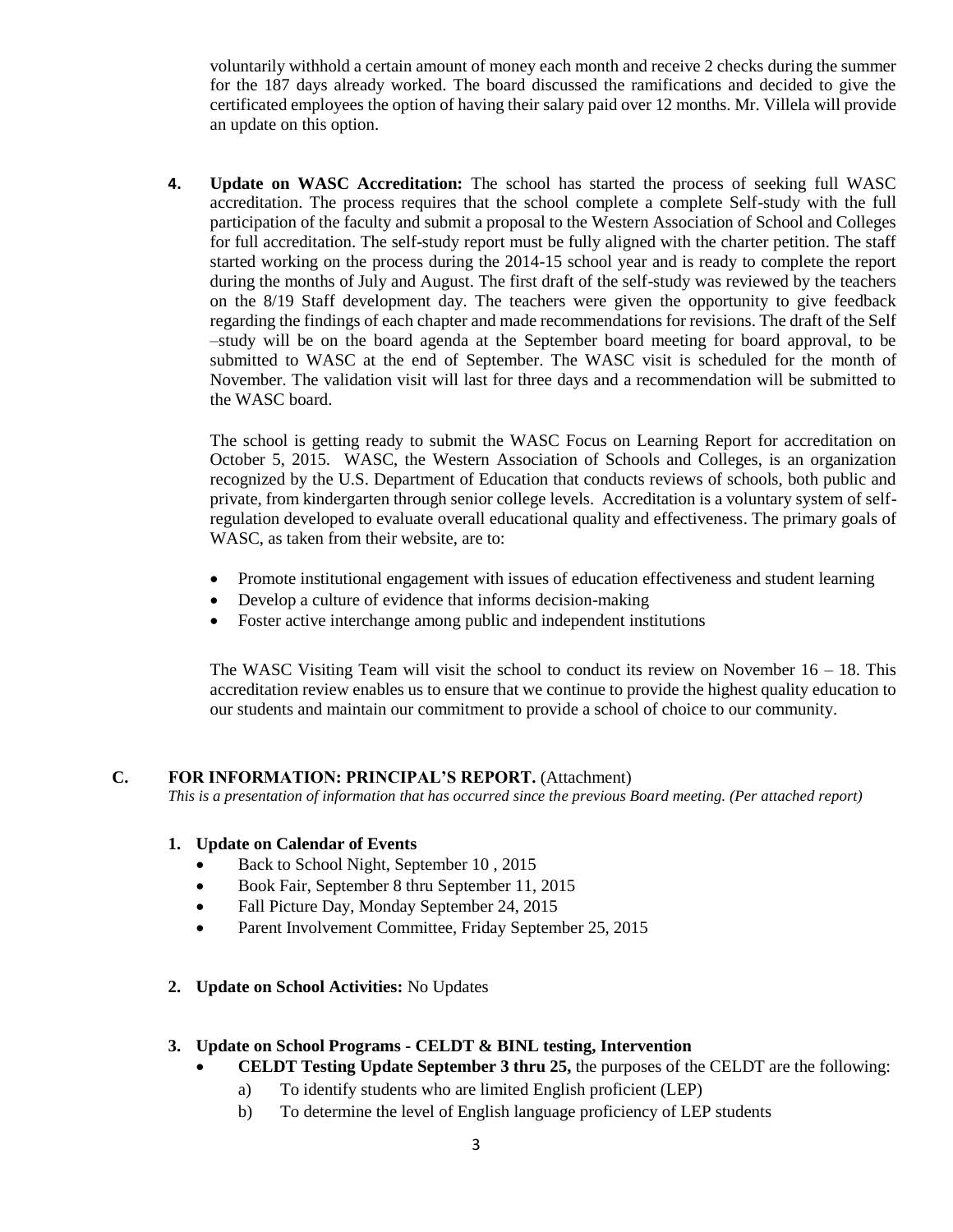voluntarily withhold a certain amount of money each month and receive 2 checks during the summer for the 187 days already worked. The board discussed the ramifications and decided to give the certificated employees the option of having their salary paid over 12 months. Mr. Villela will provide an update on this option.

**4. Update on WASC Accreditation:** The school has started the process of seeking full WASC accreditation. The process requires that the school complete a complete Self-study with the full participation of the faculty and submit a proposal to the Western Association of School and Colleges for full accreditation. The self-study report must be fully aligned with the charter petition. The staff started working on the process during the 2014-15 school year and is ready to complete the report during the months of July and August. The first draft of the self-study was reviewed by the teachers on the 8/19 Staff development day. The teachers were given the opportunity to give feedback regarding the findings of each chapter and made recommendations for revisions. The draft of the Self –study will be on the board agenda at the September board meeting for board approval, to be submitted to WASC at the end of September. The WASC visit is scheduled for the month of November. The validation visit will last for three days and a recommendation will be submitted to the WASC board.

The school is getting ready to submit the WASC Focus on Learning Report for accreditation on October 5, 2015. WASC, the Western Association of Schools and Colleges, is an organization recognized by the U.S. Department of Education that conducts reviews of schools, both public and private, from kindergarten through senior college levels. Accreditation is a voluntary system of self-regulation developed to evaluate overall educational quality and effectiveness. The primary goals of WASC, as taken from their website, are to:

- Promote institutional engagement with issues of education effectiveness and student learning
- Develop a culture of evidence that informs decision-making
- Foster active interchange among public and independent institutions

The WASC Visiting Team will visit the school to conduct its review on November 16 – 18. This accreditation review enables us to ensure that we continue to provide the highest quality education to our students and maintain our commitment to provide a school of choice to our community.

## C. FOR INFORMATION: PRINCIPAL'S REPORT. (Attachment)

*This is a presentation of information that has occurred since the previous Board meeting. (Per attached report)*

**1. Update on Calendar of Events**

- Back to School Night, September 10 , 2015
- Book Fair, September 8 thru September 11, 2015
- Fall Picture Day, Monday September 24, 2015
- Parent Involvement Committee, Friday September 25, 2015

**2. Update on School Activities:** No Updates

**3. Update on School Programs - CELDT & BINL testing, Intervention**

- **CELDT Testing Update September 3 thru 25,** the purposes of the CELDT are the following:
  - a) To identify students who are limited English proficient (LEP)
  - b) To determine the level of English language proficiency of LEP students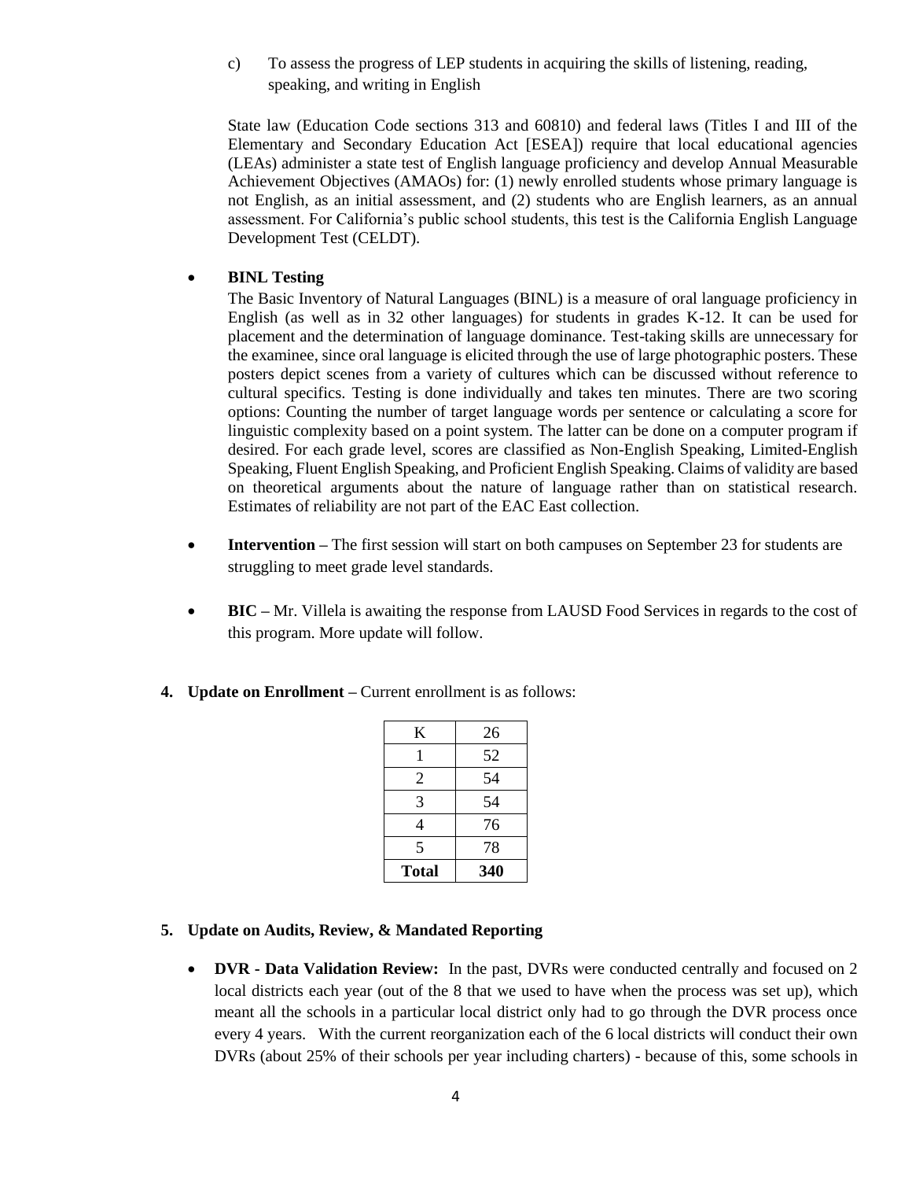c) To assess the progress of LEP students in acquiring the skills of listening, reading, speaking, and writing in English

State law (Education Code sections 313 and 60810) and federal laws (Titles I and III of the Elementary and Secondary Education Act [ESEA]) require that local educational agencies (LEAs) administer a state test of English language proficiency and develop Annual Measurable Achievement Objectives (AMAOs) for: (1) newly enrolled students whose primary language is not English, as an initial assessment, and (2) students who are English learners, as an annual assessment. For California's public school students, this test is the California English Language Development Test (CELDT).

- **BINL Testing**
  The Basic Inventory of Natural Languages (BINL) is a measure of oral language proficiency in English (as well as in 32 other languages) for students in grades K-12. It can be used for placement and the determination of language dominance. Test-taking skills are unnecessary for the examinee, since oral language is elicited through the use of large photographic posters. These posters depict scenes from a variety of cultures which can be discussed without reference to cultural specifics. Testing is done individually and takes ten minutes. There are two scoring options: Counting the number of target language words per sentence or calculating a score for linguistic complexity based on a point system. The latter can be done on a computer program if desired. For each grade level, scores are classified as Non-English Speaking, Limited-English Speaking, Fluent English Speaking, and Proficient English Speaking. Claims of validity are based on theoretical arguments about the nature of language rather than on statistical research. Estimates of reliability are not part of the EAC East collection.

- **Intervention –** The first session will start on both campuses on September 23 for students are struggling to meet grade level standards.

- **BIC –** Mr. Villela is awaiting the response from LAUSD Food Services in regards to the cost of this program. More update will follow.

4. **Update on Enrollment –** Current enrollment is as follows:

| K | 26 |
|---|---|
| 1 | 52 |
| 2 | 54 |
| 3 | 54 |
| 4 | 76 |
| 5 | 78 |
| **Total** | **340** |

5. **Update on Audits, Review, & Mandated Reporting**

- **DVR - Data Validation Review:** In the past, DVRs were conducted centrally and focused on 2 local districts each year (out of the 8 that we used to have when the process was set up), which meant all the schools in a particular local district only had to go through the DVR process once every 4 years. With the current reorganization each of the 6 local districts will conduct their own DVRs (about 25% of their schools per year including charters) - because of this, some schools in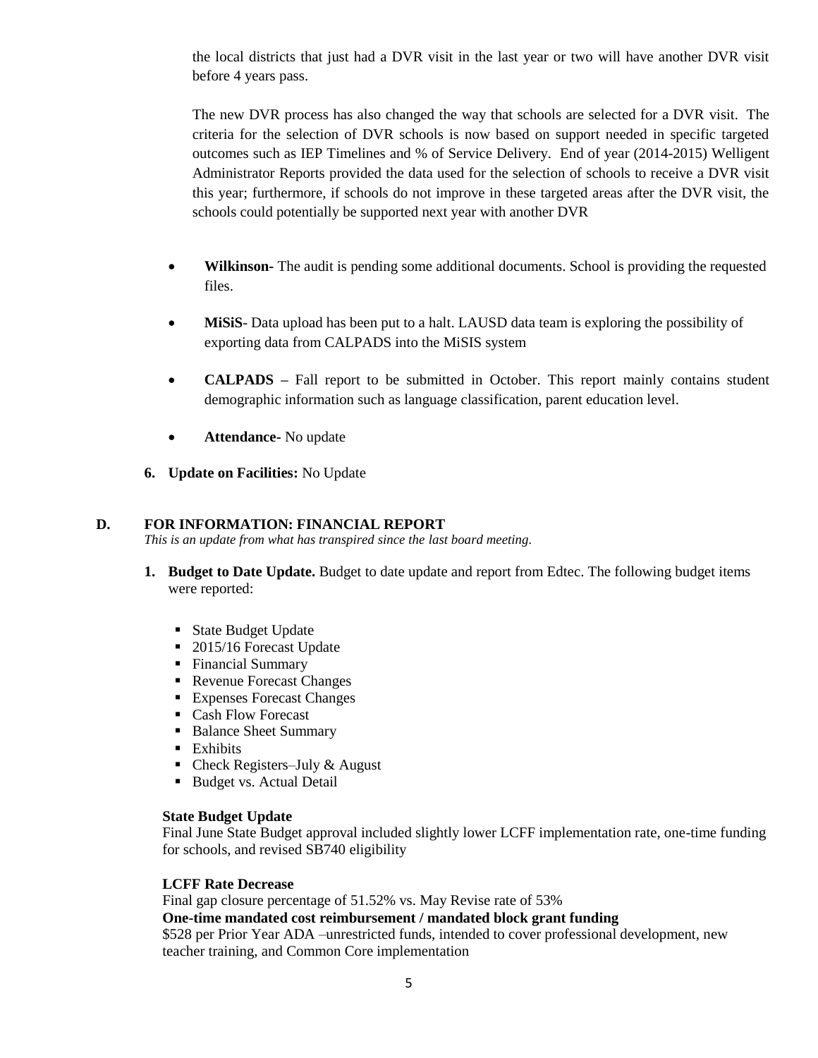the local districts that just had a DVR visit in the last year or two will have another DVR visit before 4 years pass.

The new DVR process has also changed the way that schools are selected for a DVR visit. The criteria for the selection of DVR schools is now based on support needed in specific targeted outcomes such as IEP Timelines and % of Service Delivery. End of year (2014-2015) Welligent Administrator Reports provided the data used for the selection of schools to receive a DVR visit this year; furthermore, if schools do not improve in these targeted areas after the DVR visit, the schools could potentially be supported next year with another DVR

- **Wilkinson-** The audit is pending some additional documents. School is providing the requested files.
- **MiSiS**- Data upload has been put to a halt. LAUSD data team is exploring the possibility of exporting data from CALPADS into the MiSIS system
- **CALPADS –** Fall report to be submitted in October. This report mainly contains student demographic information such as language classification, parent education level.
- **Attendance-** No update

**6. Update on Facilities:** No Update

## D. FOR INFORMATION: FINANCIAL REPORT

*This is an update from what has transpired since the last board meeting.*

**1. Budget to Date Update.** Budget to date update and report from Edtec. The following budget items were reported:

- State Budget Update
- 2015/16 Forecast Update
- Financial Summary
- Revenue Forecast Changes
- Expenses Forecast Changes
- Cash Flow Forecast
- Balance Sheet Summary
- Exhibits
- Check Registers–July & August
- Budget vs. Actual Detail

**State Budget Update**

Final June State Budget approval included slightly lower LCFF implementation rate, one-time funding for schools, and revised SB740 eligibility

**LCFF Rate Decrease**

Final gap closure percentage of 51.52% vs. May Revise rate of 53%

**One-time mandated cost reimbursement / mandated block grant funding**

$528 per Prior Year ADA –unrestricted funds, intended to cover professional development, new teacher training, and Common Core implementation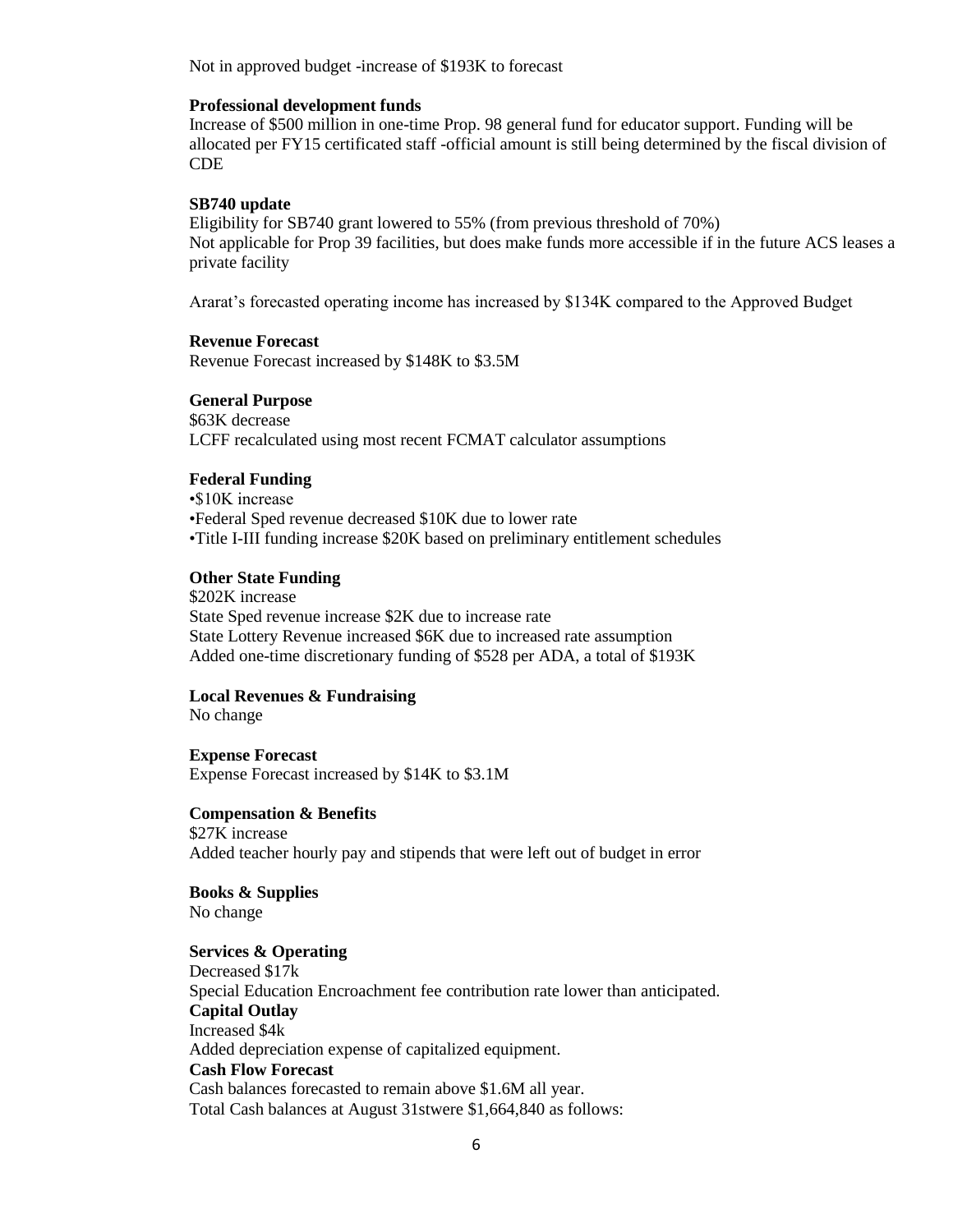Not in approved budget -increase of $193K to forecast

**Professional development funds**

Increase of $500 million in one-time Prop. 98 general fund for educator support. Funding will be allocated per FY15 certificated staff -official amount is still being determined by the fiscal division of CDE

**SB740 update**

Eligibility for SB740 grant lowered to 55% (from previous threshold of 70%)
Not applicable for Prop 39 facilities, but does make funds more accessible if in the future ACS leases a private facility

Ararat's forecasted operating income has increased by $134K compared to the Approved Budget

**Revenue Forecast**

Revenue Forecast increased by $148K to $3.5M

**General Purpose**

$63K decrease
LCFF recalculated using most recent FCMAT calculator assumptions

**Federal Funding**

•$10K increase
•Federal Sped revenue decreased $10K due to lower rate
•Title I-III funding increase $20K based on preliminary entitlement schedules

**Other State Funding**

$202K increase
State Sped revenue increase $2K due to increase rate
State Lottery Revenue increased $6K due to increased rate assumption
Added one-time discretionary funding of $528 per ADA, a total of $193K

**Local Revenues & Fundraising**

No change

**Expense Forecast**

Expense Forecast increased by $14K to $3.1M

**Compensation & Benefits**

$27K increase
Added teacher hourly pay and stipends that were left out of budget in error

**Books & Supplies**

No change

**Services & Operating**

Decreased $17k
Special Education Encroachment fee contribution rate lower than anticipated.

**Capital Outlay**

Increased $4k
Added depreciation expense of capitalized equipment.

**Cash Flow Forecast**

Cash balances forecasted to remain above $1.6M all year.
Total Cash balances at August 31stwere $1,664,840 as follows: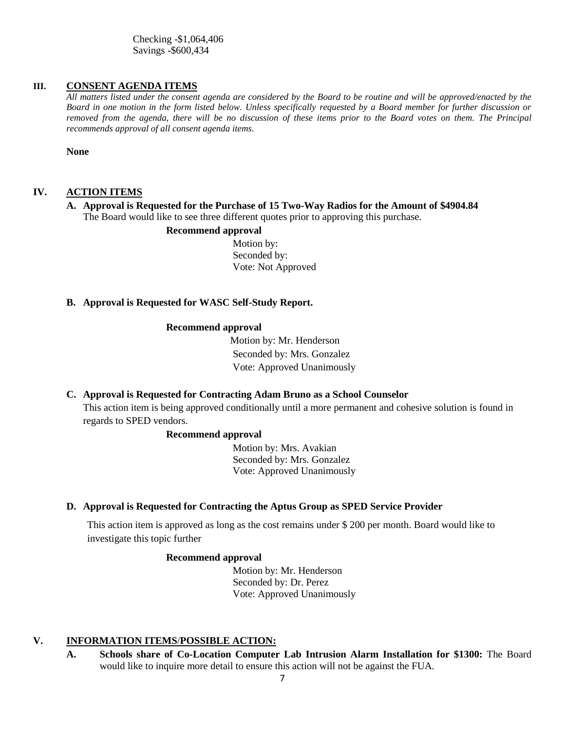Checking -$1,064,406
Savings -$600,434

## III. CONSENT AGENDA ITEMS

*All matters listed under the consent agenda are considered by the Board to be routine and will be approved/enacted by the Board in one motion in the form listed below. Unless specifically requested by a Board member for further discussion or removed from the agenda, there will be no discussion of these items prior to the Board votes on them. The Principal recommends approval of all consent agenda items.*

**None**

## IV. ACTION ITEMS

**A. Approval is Requested for the Purchase of 15 Two-Way Radios for the Amount of $4904.84**

The Board would like to see three different quotes prior to approving this purchase.

**Recommend approval**

Motion by:
Seconded by:
Vote: Not Approved

**B. Approval is Requested for WASC Self-Study Report.**

**Recommend approval**

Motion by: Mr. Henderson
Seconded by: Mrs. Gonzalez
Vote: Approved Unanimously

**C. Approval is Requested for Contracting Adam Bruno as a School Counselor**

This action item is being approved conditionally until a more permanent and cohesive solution is found in regards to SPED vendors.

**Recommend approval**

Motion by: Mrs. Avakian
Seconded by: Mrs. Gonzalez
Vote: Approved Unanimously

**D. Approval is Requested for Contracting the Aptus Group as SPED Service Provider**

This action item is approved as long as the cost remains under $ 200 per month. Board would like to investigate this topic further

**Recommend approval**

Motion by: Mr. Henderson
Seconded by: Dr. Perez
Vote: Approved Unanimously

## V. INFORMATION ITEMS/POSSIBLE ACTION:

**A. Schools share of Co-Location Computer Lab Intrusion Alarm Installation for $1300:** The Board would like to inquire more detail to ensure this action will not be against the FUA.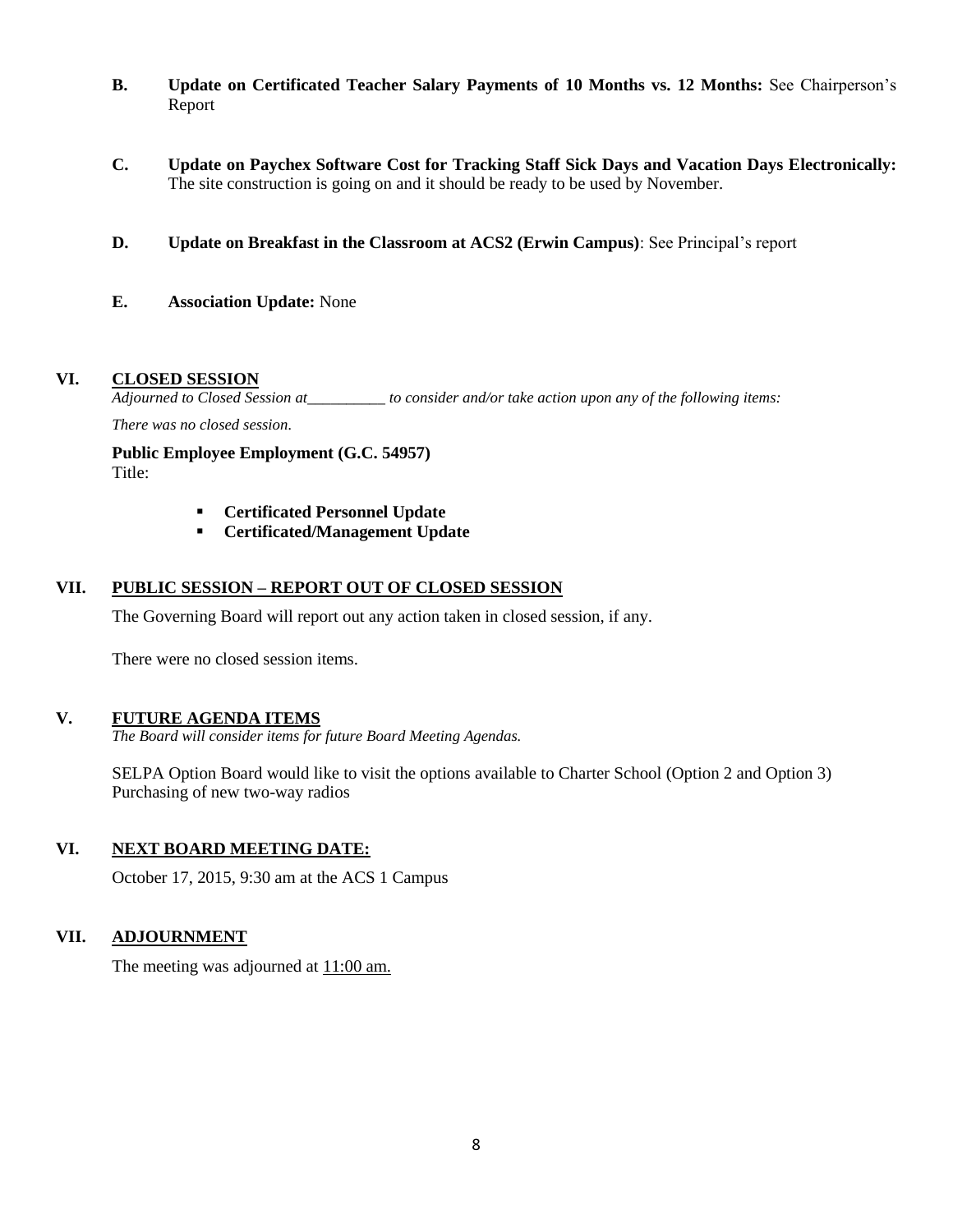**B. Update on Certificated Teacher Salary Payments of 10 Months vs. 12 Months:** See Chairperson's Report

**C. Update on Paychex Software Cost for Tracking Staff Sick Days and Vacation Days Electronically:** The site construction is going on and it should be ready to be used by November.

**D. Update on Breakfast in the Classroom at ACS2 (Erwin Campus)**: See Principal's report

**E. Association Update:** None

## VI. CLOSED SESSION

*Adjourned to Closed Session at__________ to consider and/or take action upon any of the following items:*

*There was no closed session.*

**Public Employee Employment (G.C. 54957)**
Title:

- **Certificated Personnel Update**
- **Certificated/Management Update**

## VII. PUBLIC SESSION – REPORT OUT OF CLOSED SESSION

The Governing Board will report out any action taken in closed session, if any.

There were no closed session items.

## V. FUTURE AGENDA ITEMS

*The Board will consider items for future Board Meeting Agendas.*

SELPA Option Board would like to visit the options available to Charter School (Option 2 and Option 3)
Purchasing of new two-way radios

## VI. NEXT BOARD MEETING DATE:

October 17, 2015, 9:30 am at the ACS 1 Campus

## VII. ADJOURNMENT

The meeting was adjourned at 11:00 am.